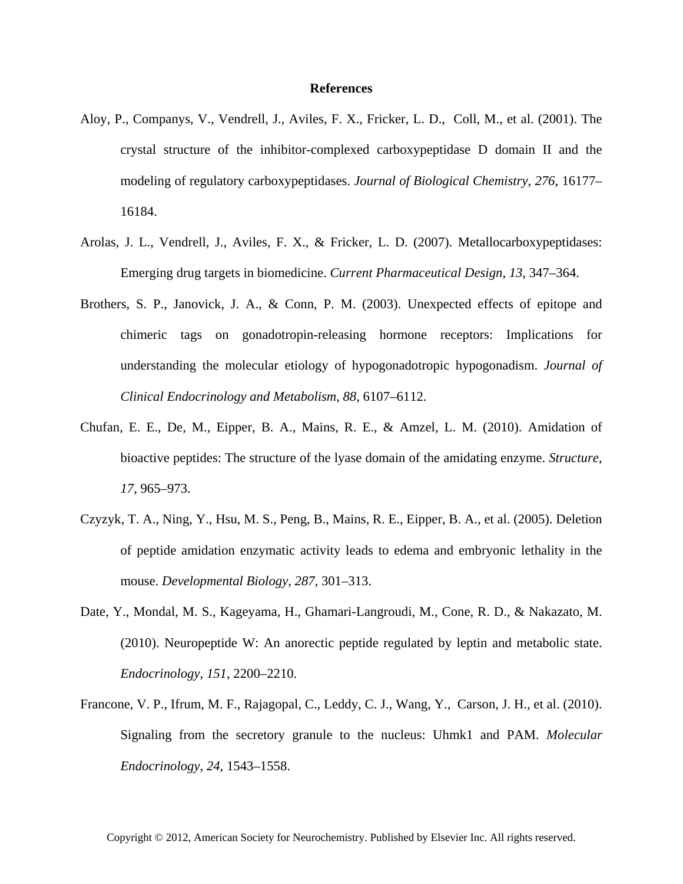# References

Aloy, P., Companys, V., Vendrell, J., Aviles, F. X., Fricker, L. D., Coll, M., et al. (2001). The crystal structure of the inhibitor-complexed carboxypeptidase D domain II and the modeling of regulatory carboxypeptidases. *Journal of Biological Chemistry*, *276*, 16177–16184.

Arolas, J. L., Vendrell, J., Aviles, F. X., & Fricker, L. D. (2007). Metallocarboxypeptidases: Emerging drug targets in biomedicine. *Current Pharmaceutical Design*, *13*, 347–364.

Brothers, S. P., Janovick, J. A., & Conn, P. M. (2003). Unexpected effects of epitope and chimeric tags on gonadotropin-releasing hormone receptors: Implications for understanding the molecular etiology of hypogonadotropic hypogonadism. *Journal of Clinical Endocrinology and Metabolism*, *88*, 6107–6112.

Chufan, E. E., De, M., Eipper, B. A., Mains, R. E., & Amzel, L. M. (2010). Amidation of bioactive peptides: The structure of the lyase domain of the amidating enzyme. *Structure*, *17*, 965–973.

Czyzyk, T. A., Ning, Y., Hsu, M. S., Peng, B., Mains, R. E., Eipper, B. A., et al. (2005). Deletion of peptide amidation enzymatic activity leads to edema and embryonic lethality in the mouse. *Developmental Biology*, *287*, 301–313.

Date, Y., Mondal, M. S., Kageyama, H., Ghamari-Langroudi, M., Cone, R. D., & Nakazato, M. (2010). Neuropeptide W: An anorectic peptide regulated by leptin and metabolic state. *Endocrinology*, *151*, 2200–2210.

Francone, V. P., Ifrum, M. F., Rajagopal, C., Leddy, C. J., Wang, Y., Carson, J. H., et al. (2010). Signaling from the secretory granule to the nucleus: Uhmk1 and PAM. *Molecular Endocrinology*, *24*, 1543–1558.

Copyright © 2012, American Society for Neurochemistry. Published by Elsevier Inc. All rights reserved.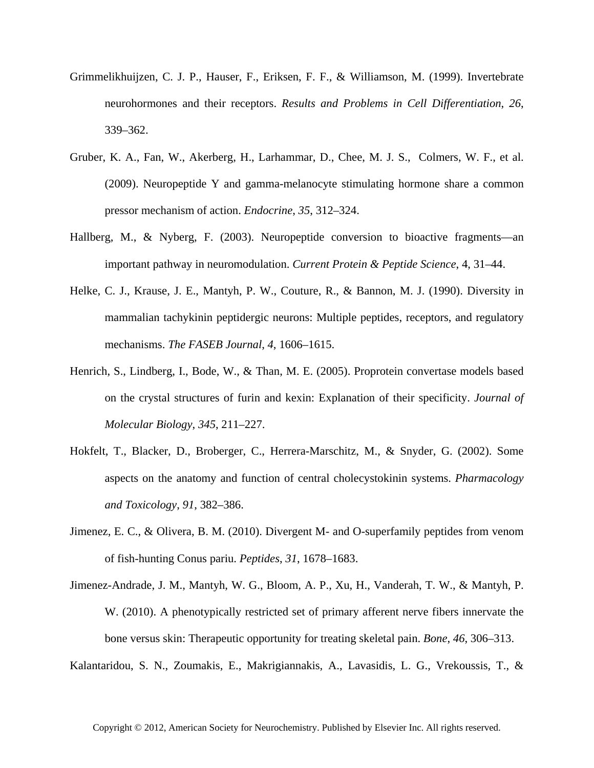Grimmelikhuijzen, C. J. P., Hauser, F., Eriksen, F. F., & Williamson, M. (1999). Invertebrate neurohormones and their receptors. *Results and Problems in Cell Differentiation*, *26*, 339–362.

Gruber, K. A., Fan, W., Akerberg, H., Larhammar, D., Chee, M. J. S., Colmers, W. F., et al. (2009). Neuropeptide Y and gamma-melanocyte stimulating hormone share a common pressor mechanism of action. *Endocrine*, *35*, 312–324.

Hallberg, M., & Nyberg, F. (2003). Neuropeptide conversion to bioactive fragments—an important pathway in neuromodulation. *Current Protein & Peptide Science*, 4, 31–44.

Helke, C. J., Krause, J. E., Mantyh, P. W., Couture, R., & Bannon, M. J. (1990). Diversity in mammalian tachykinin peptidergic neurons: Multiple peptides, receptors, and regulatory mechanisms. *The FASEB Journal*, *4*, 1606–1615.

Henrich, S., Lindberg, I., Bode, W., & Than, M. E. (2005). Proprotein convertase models based on the crystal structures of furin and kexin: Explanation of their specificity. *Journal of Molecular Biology*, *345*, 211–227.

Hokfelt, T., Blacker, D., Broberger, C., Herrera-Marschitz, M., & Snyder, G. (2002). Some aspects on the anatomy and function of central cholecystokinin systems. *Pharmacology and Toxicology*, *91*, 382–386.

Jimenez, E. C., & Olivera, B. M. (2010). Divergent M- and O-superfamily peptides from venom of fish-hunting Conus pariu. *Peptides*, *31*, 1678–1683.

Jimenez-Andrade, J. M., Mantyh, W. G., Bloom, A. P., Xu, H., Vanderah, T. W., & Mantyh, P. W. (2010). A phenotypically restricted set of primary afferent nerve fibers innervate the bone versus skin: Therapeutic opportunity for treating skeletal pain. *Bone*, *46*, 306–313.

Kalantaridou, S. N., Zoumakis, E., Makrigiannakis, A., Lavasidis, L. G., Vrekoussis, T., &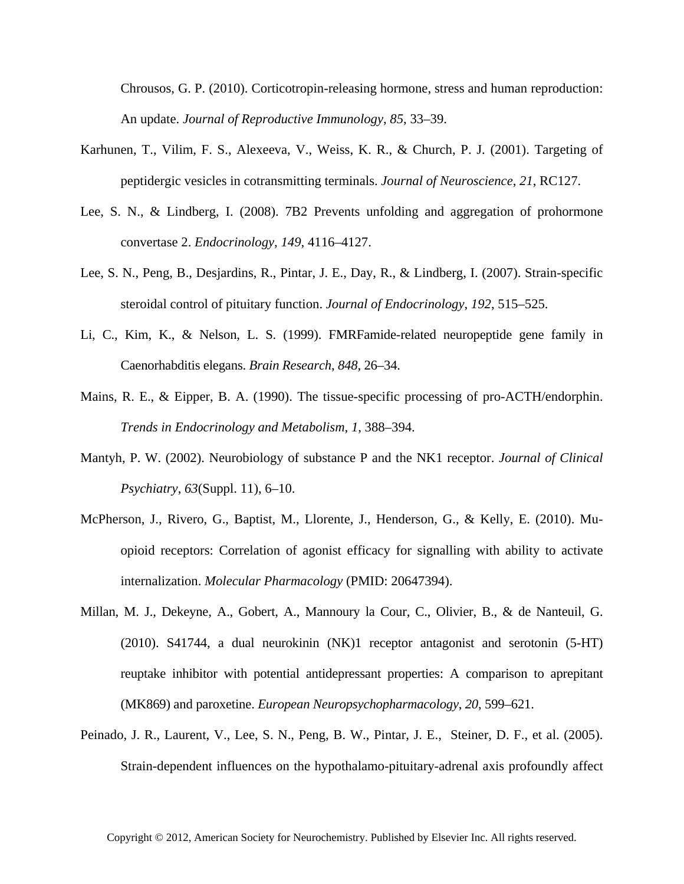Chrousos, G. P. (2010). Corticotropin-releasing hormone, stress and human reproduction: An update. *Journal of Reproductive Immunology*, *85*, 33–39.

Karhunen, T., Vilim, F. S., Alexeeva, V., Weiss, K. R., & Church, P. J. (2001). Targeting of peptidergic vesicles in cotransmitting terminals. *Journal of Neuroscience*, *21*, RC127.

Lee, S. N., & Lindberg, I. (2008). 7B2 Prevents unfolding and aggregation of prohormone convertase 2. *Endocrinology*, *149*, 4116–4127.

Lee, S. N., Peng, B., Desjardins, R., Pintar, J. E., Day, R., & Lindberg, I. (2007). Strain-specific steroidal control of pituitary function. *Journal of Endocrinology*, *192*, 515–525.

Li, C., Kim, K., & Nelson, L. S. (1999). FMRFamide-related neuropeptide gene family in Caenorhabditis elegans. *Brain Research*, *848*, 26–34.

Mains, R. E., & Eipper, B. A. (1990). The tissue-specific processing of pro-ACTH/endorphin. *Trends in Endocrinology and Metabolism*, *1*, 388–394.

Mantyh, P. W. (2002). Neurobiology of substance P and the NK1 receptor. *Journal of Clinical Psychiatry*, *63*(Suppl. 11), 6–10.

McPherson, J., Rivero, G., Baptist, M., Llorente, J., Henderson, G., & Kelly, E. (2010). Mu-opioid receptors: Correlation of agonist efficacy for signalling with ability to activate internalization. *Molecular Pharmacology* (PMID: 20647394).

Millan, M. J., Dekeyne, A., Gobert, A., Mannoury la Cour, C., Olivier, B., & de Nanteuil, G. (2010). S41744, a dual neurokinin (NK)1 receptor antagonist and serotonin (5-HT) reuptake inhibitor with potential antidepressant properties: A comparison to aprepitant (MK869) and paroxetine. *European Neuropsychopharmacology*, *20*, 599–621.

Peinado, J. R., Laurent, V., Lee, S. N., Peng, B. W., Pintar, J. E., Steiner, D. F., et al. (2005). Strain-dependent influences on the hypothalamo-pituitary-adrenal axis profoundly affect

Copyright © 2012, American Society for Neurochemistry. Published by Elsevier Inc. All rights reserved.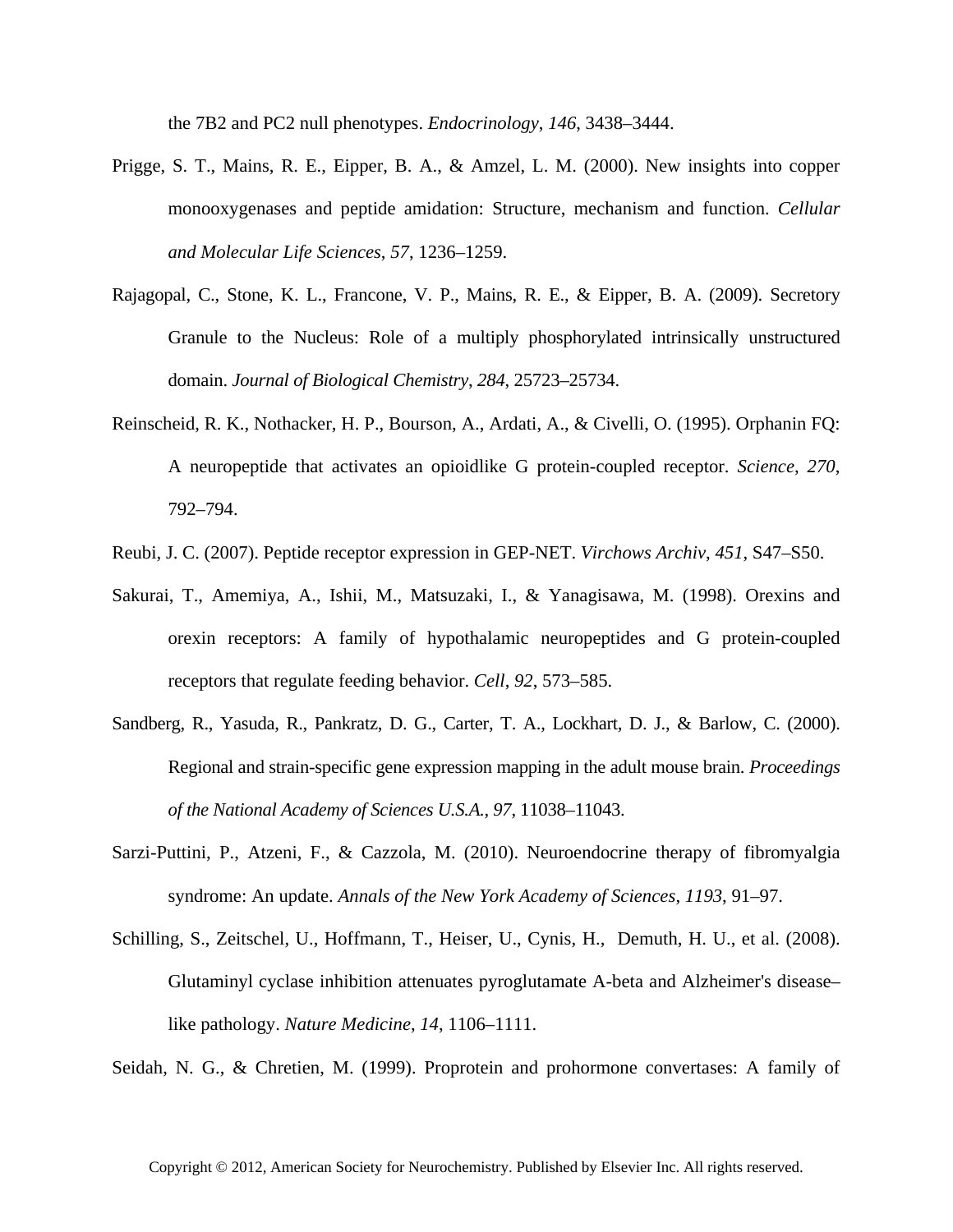the 7B2 and PC2 null phenotypes. *Endocrinology*, *146*, 3438–3444.

Prigge, S. T., Mains, R. E., Eipper, B. A., & Amzel, L. M. (2000). New insights into copper monooxygenases and peptide amidation: Structure, mechanism and function. *Cellular and Molecular Life Sciences*, *57*, 1236–1259.

Rajagopal, C., Stone, K. L., Francone, V. P., Mains, R. E., & Eipper, B. A. (2009). Secretory Granule to the Nucleus: Role of a multiply phosphorylated intrinsically unstructured domain. *Journal of Biological Chemistry*, *284*, 25723–25734.

Reinscheid, R. K., Nothacker, H. P., Bourson, A., Ardati, A., & Civelli, O. (1995). Orphanin FQ: A neuropeptide that activates an opioidlike G protein-coupled receptor. *Science*, *270*, 792–794.

Reubi, J. C. (2007). Peptide receptor expression in GEP-NET. *Virchows Archiv*, *451*, S47–S50.

Sakurai, T., Amemiya, A., Ishii, M., Matsuzaki, I., & Yanagisawa, M. (1998). Orexins and orexin receptors: A family of hypothalamic neuropeptides and G protein-coupled receptors that regulate feeding behavior. *Cell*, *92*, 573–585.

Sandberg, R., Yasuda, R., Pankratz, D. G., Carter, T. A., Lockhart, D. J., & Barlow, C. (2000). Regional and strain-specific gene expression mapping in the adult mouse brain. *Proceedings of the National Academy of Sciences U.S.A.*, *97*, 11038–11043.

Sarzi-Puttini, P., Atzeni, F., & Cazzola, M. (2010). Neuroendocrine therapy of fibromyalgia syndrome: An update. *Annals of the New York Academy of Sciences*, *1193*, 91–97.

Schilling, S., Zeitschel, U., Hoffmann, T., Heiser, U., Cynis, H., Demuth, H. U., et al. (2008). Glutaminyl cyclase inhibition attenuates pyroglutamate A-beta and Alzheimer's disease–like pathology. *Nature Medicine*, *14*, 1106–1111.

Seidah, N. G., & Chretien, M. (1999). Proprotein and prohormone convertases: A family of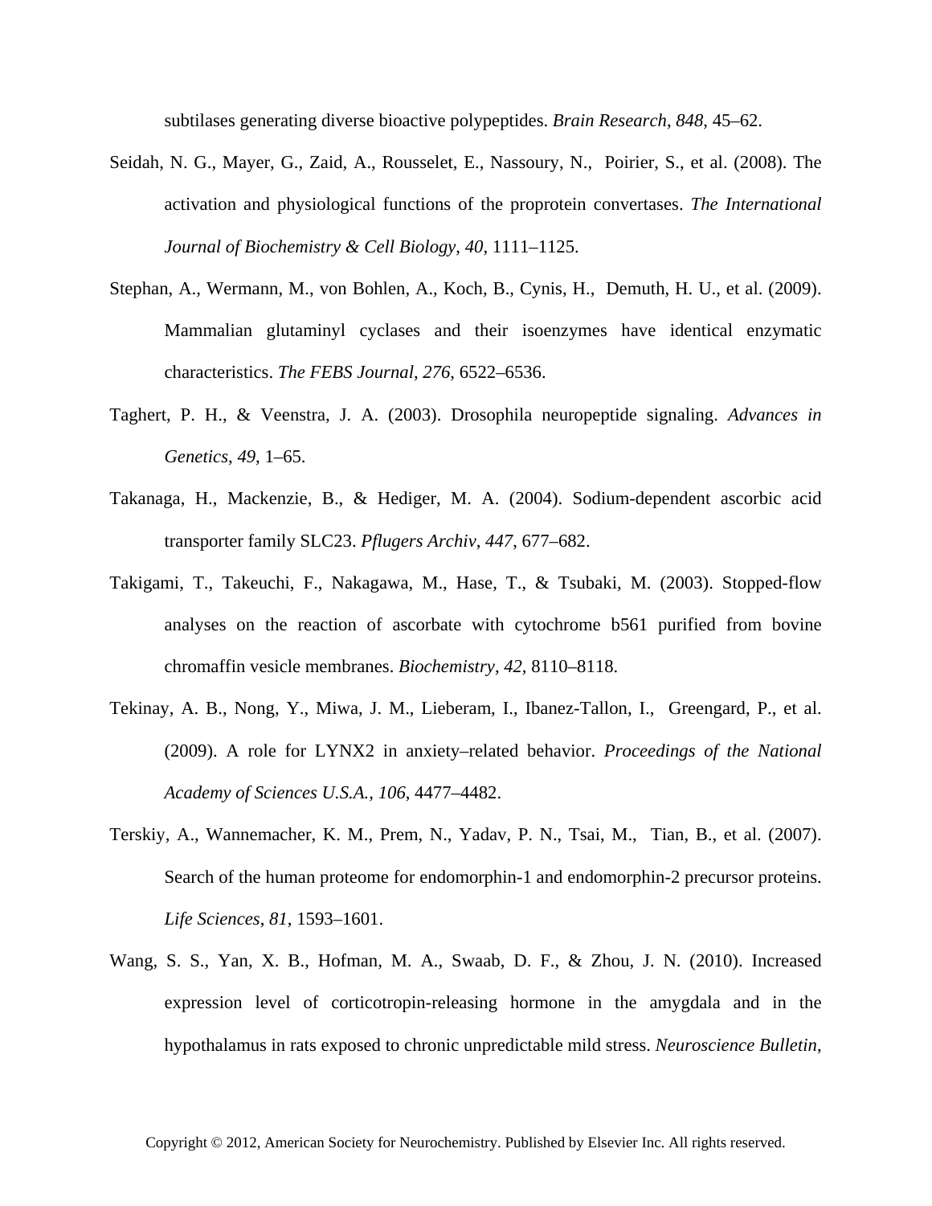subtilases generating diverse bioactive polypeptides. *Brain Research*, *848*, 45–62.

Seidah, N. G., Mayer, G., Zaid, A., Rousselet, E., Nassoury, N., Poirier, S., et al. (2008). The activation and physiological functions of the proprotein convertases. *The International Journal of Biochemistry & Cell Biology*, *40*, 1111–1125.

Stephan, A., Wermann, M., von Bohlen, A., Koch, B., Cynis, H., Demuth, H. U., et al. (2009). Mammalian glutaminyl cyclases and their isoenzymes have identical enzymatic characteristics. *The FEBS Journal*, *276*, 6522–6536.

Taghert, P. H., & Veenstra, J. A. (2003). Drosophila neuropeptide signaling. *Advances in Genetics*, *49*, 1–65.

Takanaga, H., Mackenzie, B., & Hediger, M. A. (2004). Sodium-dependent ascorbic acid transporter family SLC23. *Pflugers Archiv*, *447*, 677–682.

Takigami, T., Takeuchi, F., Nakagawa, M., Hase, T., & Tsubaki, M. (2003). Stopped-flow analyses on the reaction of ascorbate with cytochrome b561 purified from bovine chromaffin vesicle membranes. *Biochemistry*, *42*, 8110–8118.

Tekinay, A. B., Nong, Y., Miwa, J. M., Lieberam, I., Ibanez-Tallon, I., Greengard, P., et al. (2009). A role for LYNX2 in anxiety–related behavior. *Proceedings of the National Academy of Sciences U.S.A.*, *106*, 4477–4482.

Terskiy, A., Wannemacher, K. M., Prem, N., Yadav, P. N., Tsai, M., Tian, B., et al. (2007). Search of the human proteome for endomorphin-1 and endomorphin-2 precursor proteins. *Life Sciences*, *81*, 1593–1601.

Wang, S. S., Yan, X. B., Hofman, M. A., Swaab, D. F., & Zhou, J. N. (2010). Increased expression level of corticotropin-releasing hormone in the amygdala and in the hypothalamus in rats exposed to chronic unpredictable mild stress. *Neuroscience Bulletin*,

Copyright © 2012, American Society for Neurochemistry. Published by Elsevier Inc. All rights reserved.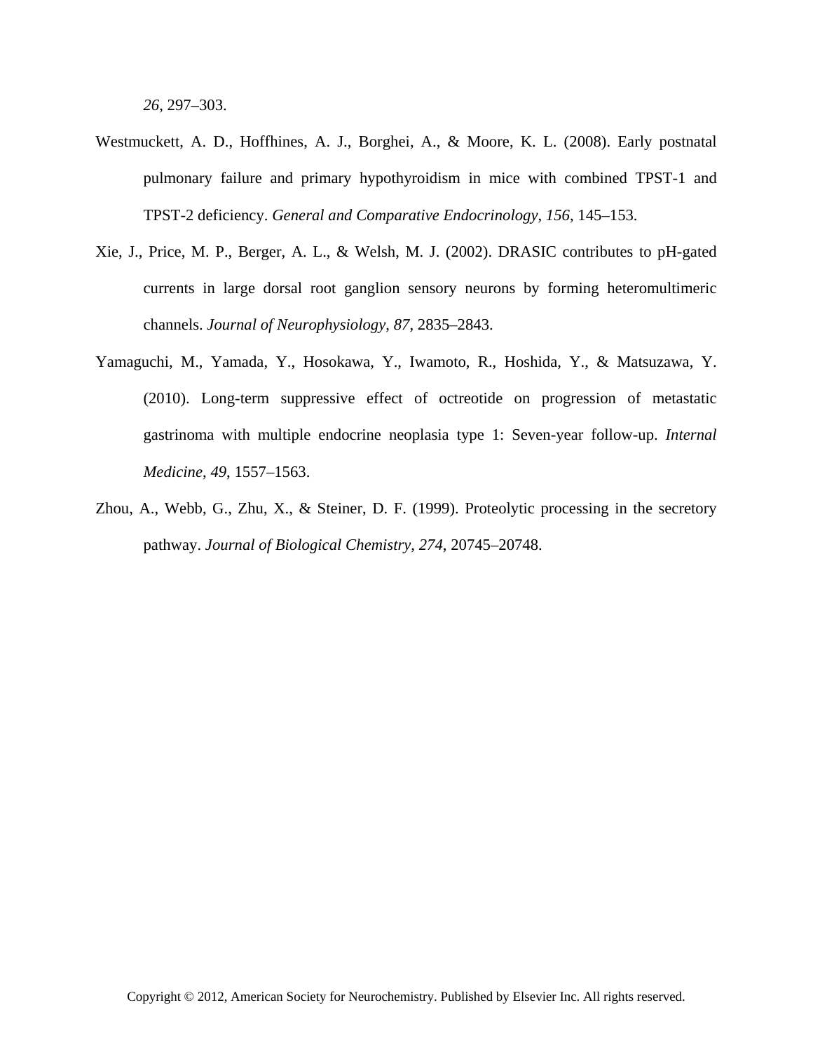*26*, 297–303.

Westmuckett, A. D., Hoffhines, A. J., Borghei, A., & Moore, K. L. (2008). Early postnatal pulmonary failure and primary hypothyroidism in mice with combined TPST-1 and TPST-2 deficiency. *General and Comparative Endocrinology*, *156*, 145–153.

Xie, J., Price, M. P., Berger, A. L., & Welsh, M. J. (2002). DRASIC contributes to pH-gated currents in large dorsal root ganglion sensory neurons by forming heteromultimeric channels. *Journal of Neurophysiology*, *87*, 2835–2843.

Yamaguchi, M., Yamada, Y., Hosokawa, Y., Iwamoto, R., Hoshida, Y., & Matsuzawa, Y. (2010). Long-term suppressive effect of octreotide on progression of metastatic gastrinoma with multiple endocrine neoplasia type 1: Seven-year follow-up. *Internal Medicine*, *49*, 1557–1563.

Zhou, A., Webb, G., Zhu, X., & Steiner, D. F. (1999). Proteolytic processing in the secretory pathway. *Journal of Biological Chemistry*, *274*, 20745–20748.

Copyright © 2012, American Society for Neurochemistry. Published by Elsevier Inc. All rights reserved.